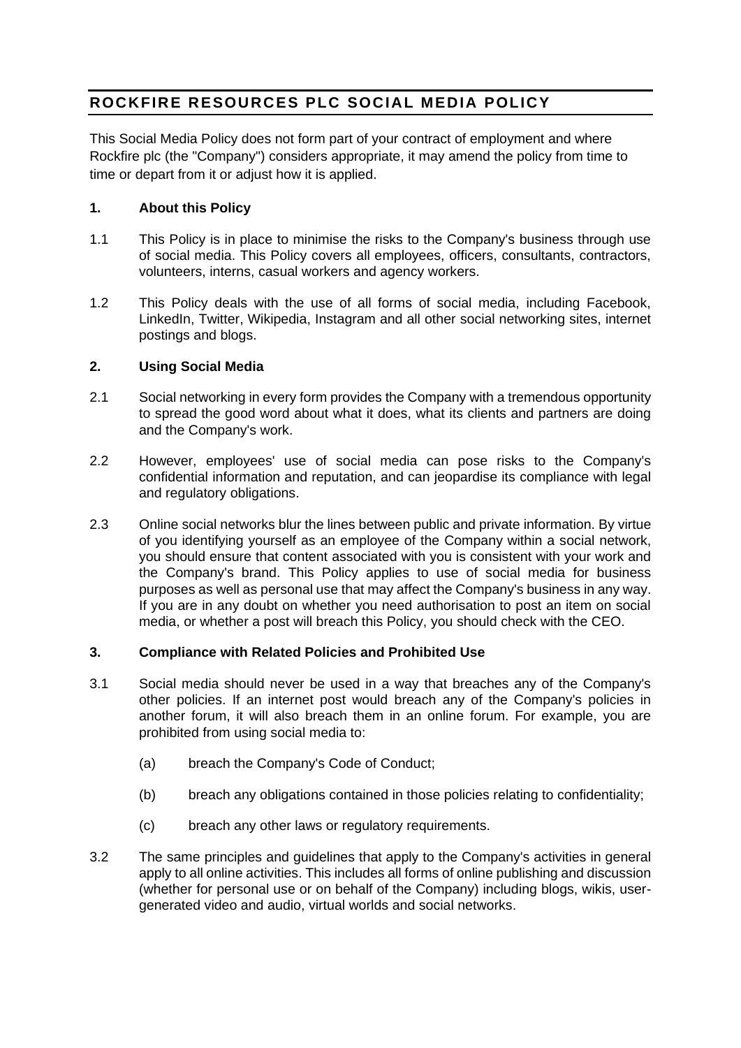# ROCKFIRE RESOURCES PLC SOCIAL MEDIA POLICY

This Social Media Policy does not form part of your contract of employment and where Rockfire plc (the "Company") considers appropriate, it may amend the policy from time to time or depart from it or adjust how it is applied.

## 1. About this Policy

1.1 This Policy is in place to minimise the risks to the Company's business through use of social media. This Policy covers all employees, officers, consultants, contractors, volunteers, interns, casual workers and agency workers.

1.2 This Policy deals with the use of all forms of social media, including Facebook, LinkedIn, Twitter, Wikipedia, Instagram and all other social networking sites, internet postings and blogs.

## 2. Using Social Media

2.1 Social networking in every form provides the Company with a tremendous opportunity to spread the good word about what it does, what its clients and partners are doing and the Company's work.

2.2 However, employees' use of social media can pose risks to the Company's confidential information and reputation, and can jeopardise its compliance with legal and regulatory obligations.

2.3 Online social networks blur the lines between public and private information. By virtue of you identifying yourself as an employee of the Company within a social network, you should ensure that content associated with you is consistent with your work and the Company's brand. This Policy applies to use of social media for business purposes as well as personal use that may affect the Company's business in any way. If you are in any doubt on whether you need authorisation to post an item on social media, or whether a post will breach this Policy, you should check with the CEO.

## 3. Compliance with Related Policies and Prohibited Use

3.1 Social media should never be used in a way that breaches any of the Company's other policies. If an internet post would breach any of the Company's policies in another forum, it will also breach them in an online forum. For example, you are prohibited from using social media to:

(a) breach the Company's Code of Conduct;

(b) breach any obligations contained in those policies relating to confidentiality;

(c) breach any other laws or regulatory requirements.

3.2 The same principles and guidelines that apply to the Company's activities in general apply to all online activities. This includes all forms of online publishing and discussion (whether for personal use or on behalf of the Company) including blogs, wikis, user-generated video and audio, virtual worlds and social networks.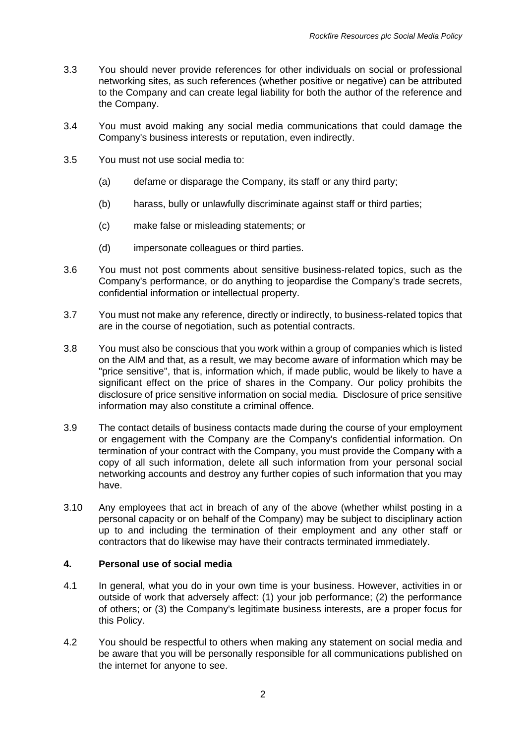3.3 You should never provide references for other individuals on social or professional networking sites, as such references (whether positive or negative) can be attributed to the Company and can create legal liability for both the author of the reference and the Company.

3.4 You must avoid making any social media communications that could damage the Company's business interests or reputation, even indirectly.

3.5 You must not use social media to:

(a) defame or disparage the Company, its staff or any third party;

(b) harass, bully or unlawfully discriminate against staff or third parties;

(c) make false or misleading statements; or

(d) impersonate colleagues or third parties.

3.6 You must not post comments about sensitive business-related topics, such as the Company's performance, or do anything to jeopardise the Company's trade secrets, confidential information or intellectual property.

3.7 You must not make any reference, directly or indirectly, to business-related topics that are in the course of negotiation, such as potential contracts.

3.8 You must also be conscious that you work within a group of companies which is listed on the AIM and that, as a result, we may become aware of information which may be "price sensitive", that is, information which, if made public, would be likely to have a significant effect on the price of shares in the Company. Our policy prohibits the disclosure of price sensitive information on social media. Disclosure of price sensitive information may also constitute a criminal offence.

3.9 The contact details of business contacts made during the course of your employment or engagement with the Company are the Company's confidential information. On termination of your contract with the Company, you must provide the Company with a copy of all such information, delete all such information from your personal social networking accounts and destroy any further copies of such information that you may have.

3.10 Any employees that act in breach of any of the above (whether whilst posting in a personal capacity or on behalf of the Company) may be subject to disciplinary action up to and including the termination of their employment and any other staff or contractors that do likewise may have their contracts terminated immediately.

## 4. Personal use of social media

4.1 In general, what you do in your own time is your business. However, activities in or outside of work that adversely affect: (1) your job performance; (2) the performance of others; or (3) the Company's legitimate business interests, are a proper focus for this Policy.

4.2 You should be respectful to others when making any statement on social media and be aware that you will be personally responsible for all communications published on the internet for anyone to see.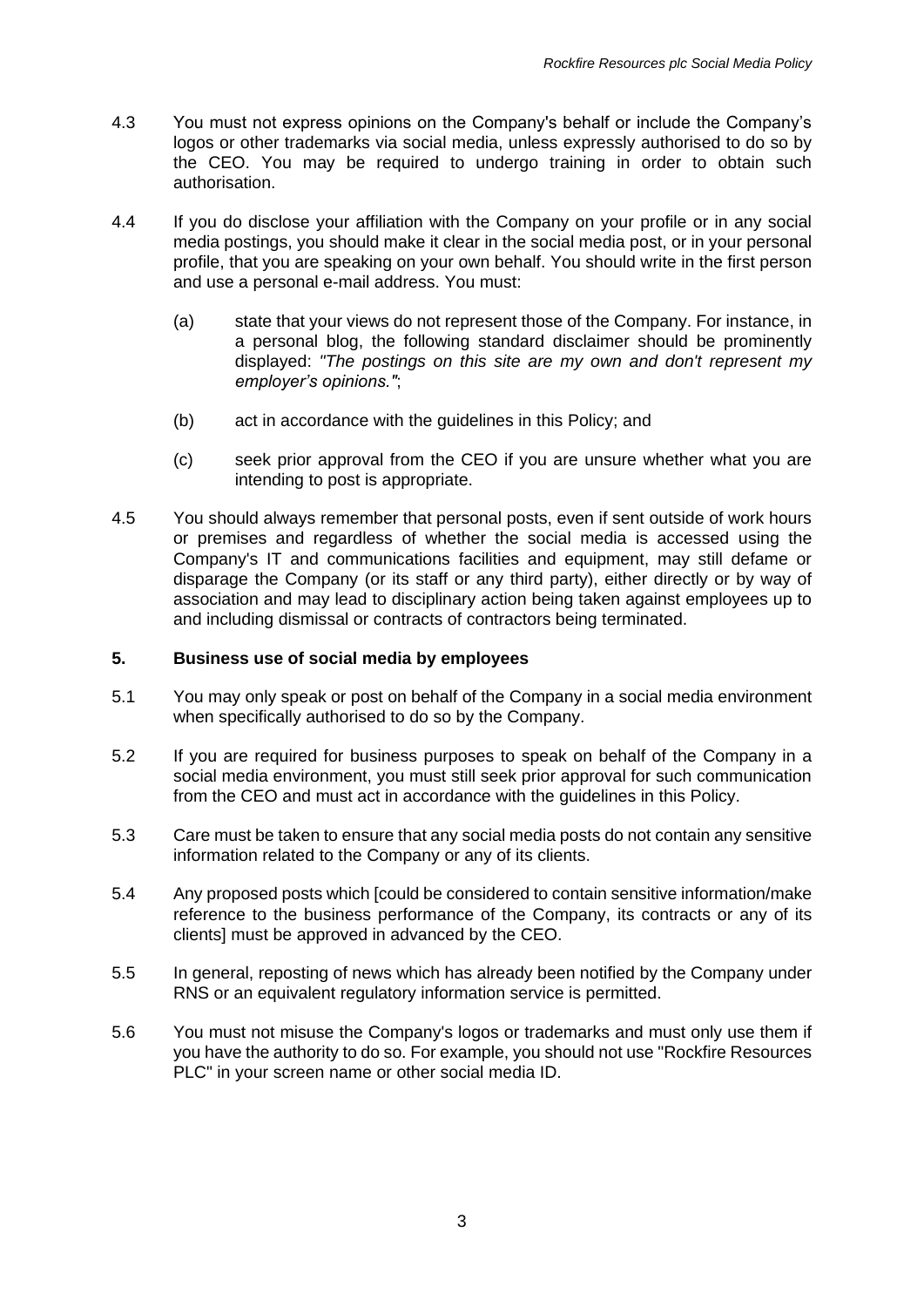4.3 You must not express opinions on the Company's behalf or include the Company's logos or other trademarks via social media, unless expressly authorised to do so by the CEO. You may be required to undergo training in order to obtain such authorisation.

4.4 If you do disclose your affiliation with the Company on your profile or in any social media postings, you should make it clear in the social media post, or in your personal profile, that you are speaking on your own behalf. You should write in the first person and use a personal e-mail address. You must:

(a) state that your views do not represent those of the Company. For instance, in a personal blog, the following standard disclaimer should be prominently displayed: *"The postings on this site are my own and don't represent my employer's opinions."*;

(b) act in accordance with the guidelines in this Policy; and

(c) seek prior approval from the CEO if you are unsure whether what you are intending to post is appropriate.

4.5 You should always remember that personal posts, even if sent outside of work hours or premises and regardless of whether the social media is accessed using the Company's IT and communications facilities and equipment, may still defame or disparage the Company (or its staff or any third party), either directly or by way of association and may lead to disciplinary action being taken against employees up to and including dismissal or contracts of contractors being terminated.

## 5. Business use of social media by employees

5.1 You may only speak or post on behalf of the Company in a social media environment when specifically authorised to do so by the Company.

5.2 If you are required for business purposes to speak on behalf of the Company in a social media environment, you must still seek prior approval for such communication from the CEO and must act in accordance with the guidelines in this Policy.

5.3 Care must be taken to ensure that any social media posts do not contain any sensitive information related to the Company or any of its clients.

5.4 Any proposed posts which [could be considered to contain sensitive information/make reference to the business performance of the Company, its contracts or any of its clients] must be approved in advanced by the CEO.

5.5 In general, reposting of news which has already been notified by the Company under RNS or an equivalent regulatory information service is permitted.

5.6 You must not misuse the Company's logos or trademarks and must only use them if you have the authority to do so. For example, you should not use "Rockfire Resources PLC" in your screen name or other social media ID.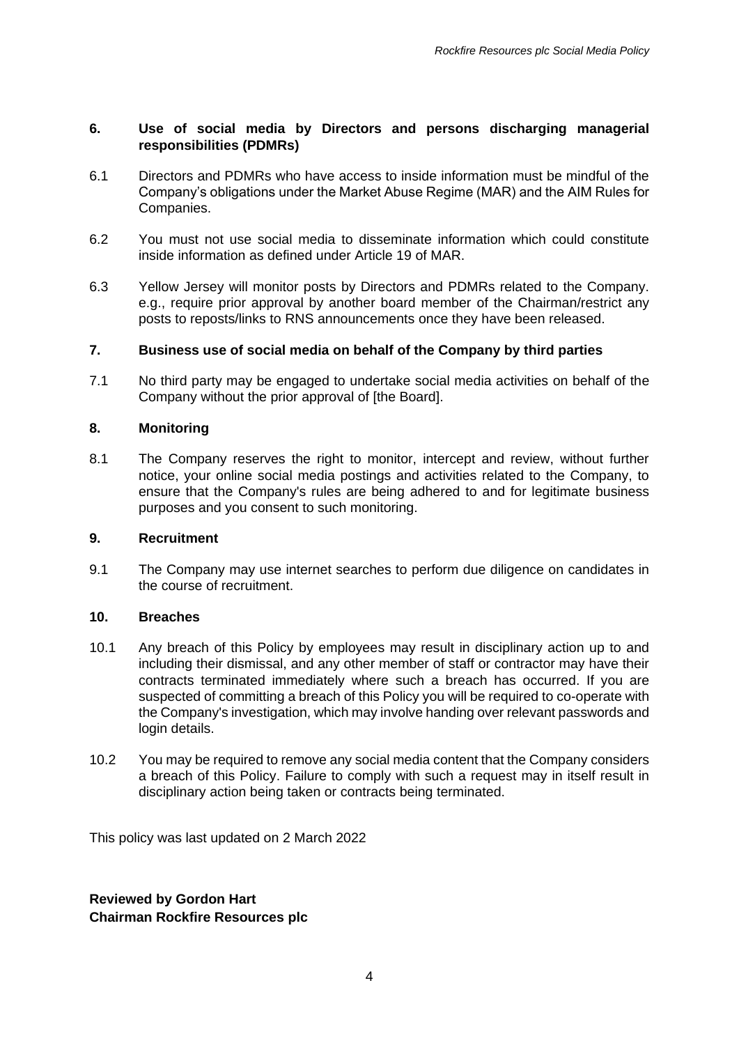## 6. Use of social media by Directors and persons discharging managerial responsibilities (PDMRs)

6.1 Directors and PDMRs who have access to inside information must be mindful of the Company's obligations under the Market Abuse Regime (MAR) and the AIM Rules for Companies.

6.2 You must not use social media to disseminate information which could constitute inside information as defined under Article 19 of MAR.

6.3 Yellow Jersey will monitor posts by Directors and PDMRs related to the Company. e.g., require prior approval by another board member of the Chairman/restrict any posts to reposts/links to RNS announcements once they have been released.

## 7. Business use of social media on behalf of the Company by third parties

7.1 No third party may be engaged to undertake social media activities on behalf of the Company without the prior approval of [the Board].

## 8. Monitoring

8.1 The Company reserves the right to monitor, intercept and review, without further notice, your online social media postings and activities related to the Company, to ensure that the Company's rules are being adhered to and for legitimate business purposes and you consent to such monitoring.

## 9. Recruitment

9.1 The Company may use internet searches to perform due diligence on candidates in the course of recruitment.

## 10. Breaches

10.1 Any breach of this Policy by employees may result in disciplinary action up to and including their dismissal, and any other member of staff or contractor may have their contracts terminated immediately where such a breach has occurred. If you are suspected of committing a breach of this Policy you will be required to co-operate with the Company's investigation, which may involve handing over relevant passwords and login details.

10.2 You may be required to remove any social media content that the Company considers a breach of this Policy. Failure to comply with such a request may in itself result in disciplinary action being taken or contracts being terminated.

This policy was last updated on 2 March 2022

**Reviewed by Gordon Hart**
**Chairman Rockfire Resources plc**